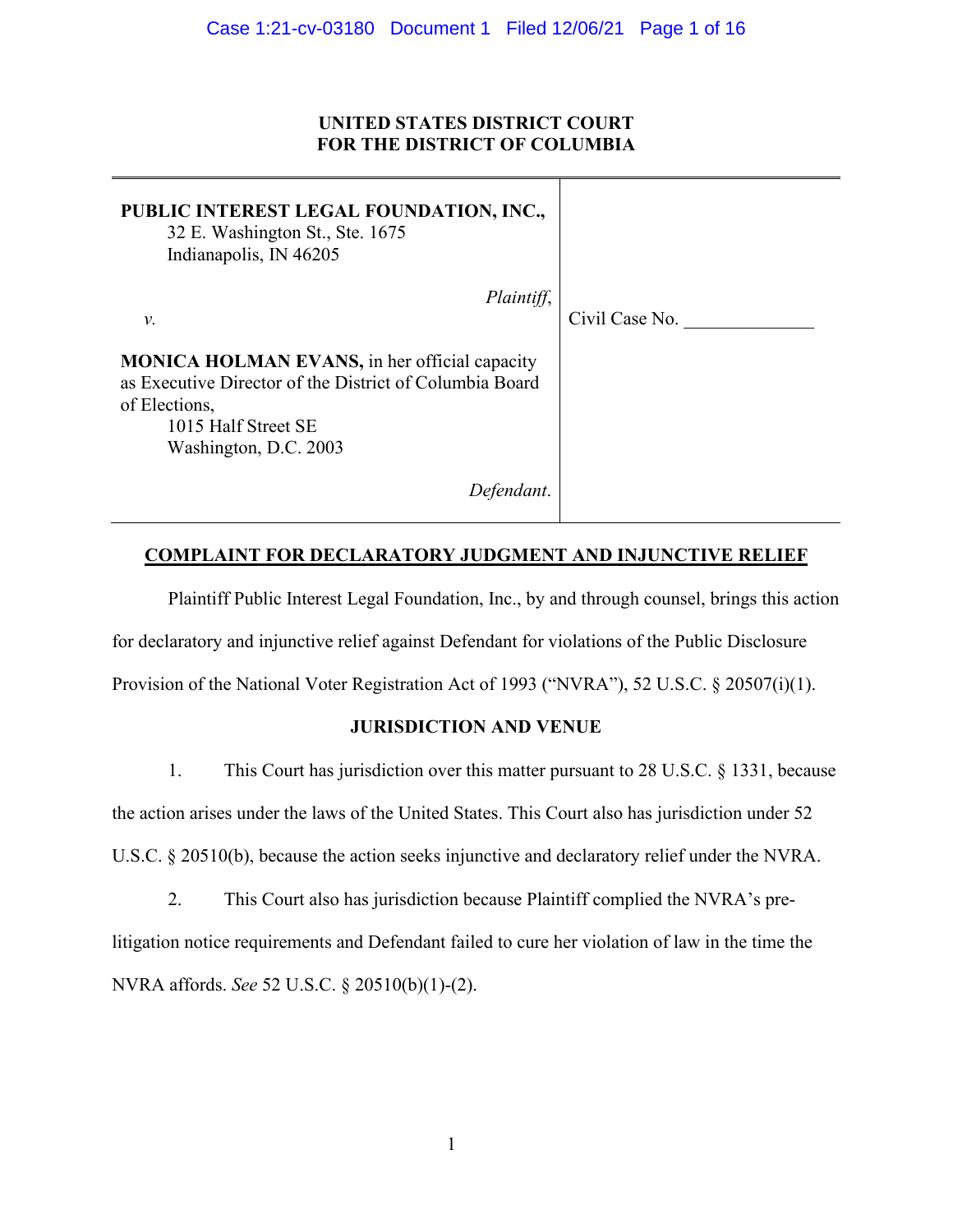**UNITED STATES DISTRICT COURT**
**FOR THE DISTRICT OF COLUMBIA**

| | |
|---|---|
| **PUBLIC INTEREST LEGAL FOUNDATION, INC.,**<br>32 E. Washington St., Ste. 1675<br>Indianapolis, IN 46205<br><br>*Plaintiff*,<br><br>*v.*<br><br>**MONICA HOLMAN EVANS,** in her official capacity as Executive Director of the District of Columbia Board of Elections,<br>1015 Half Street SE<br>Washington, D.C. 2003<br><br>*Defendant*. | Civil Case No. ______________ |

## COMPLAINT FOR DECLARATORY JUDGMENT AND INJUNCTIVE RELIEF

Plaintiff Public Interest Legal Foundation, Inc., by and through counsel, brings this action for declaratory and injunctive relief against Defendant for violations of the Public Disclosure Provision of the National Voter Registration Act of 1993 ("NVRA"), 52 U.S.C. § 20507(i)(1).

### JURISDICTION AND VENUE

1. This Court has jurisdiction over this matter pursuant to 28 U.S.C. § 1331, because the action arises under the laws of the United States. This Court also has jurisdiction under 52 U.S.C. § 20510(b), because the action seeks injunctive and declaratory relief under the NVRA.

2. This Court also has jurisdiction because Plaintiff complied the NVRA's pre-litigation notice requirements and Defendant failed to cure her violation of law in the time the NVRA affords. *See* 52 U.S.C. § 20510(b)(1)-(2).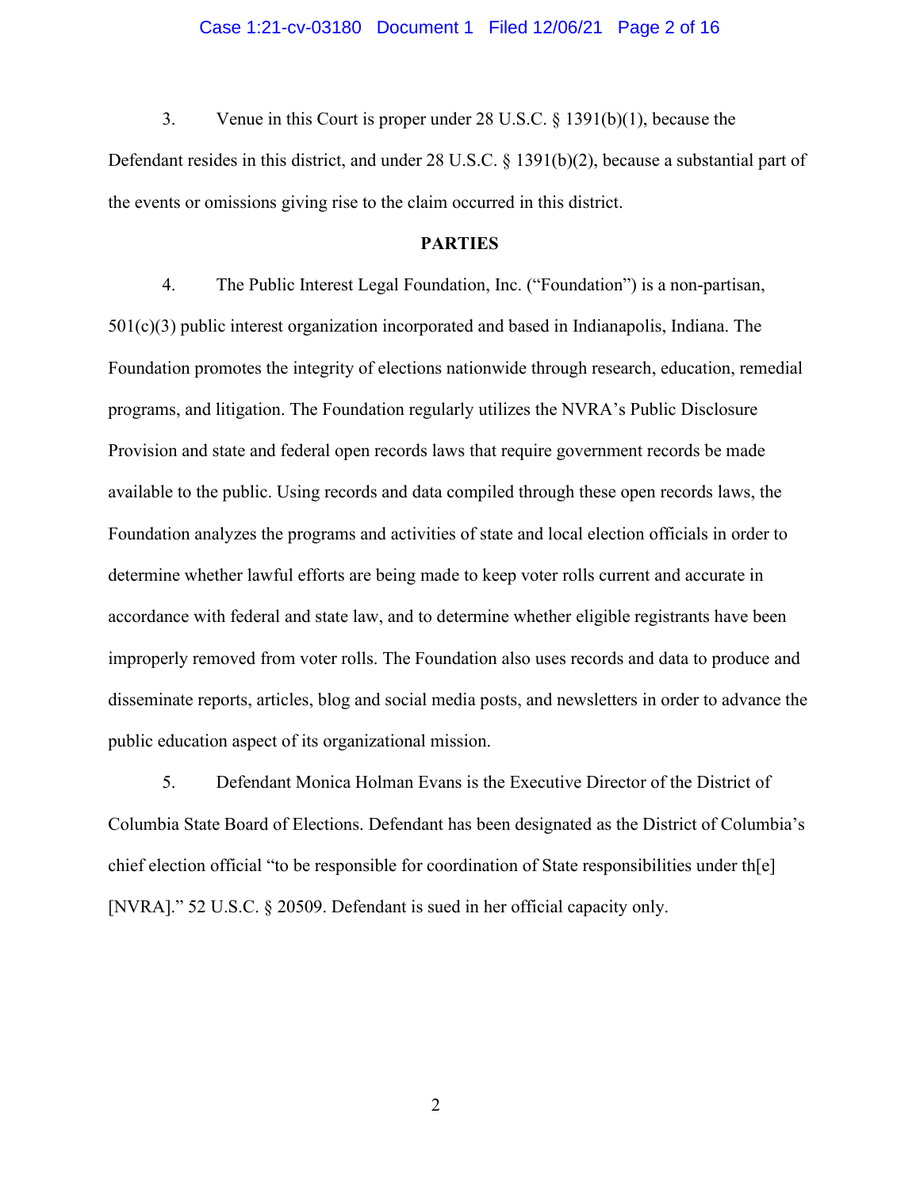3. Venue in this Court is proper under 28 U.S.C. § 1391(b)(1), because the Defendant resides in this district, and under 28 U.S.C. § 1391(b)(2), because a substantial part of the events or omissions giving rise to the claim occurred in this district.

## PARTIES

4. The Public Interest Legal Foundation, Inc. ("Foundation") is a non-partisan, 501(c)(3) public interest organization incorporated and based in Indianapolis, Indiana. The Foundation promotes the integrity of elections nationwide through research, education, remedial programs, and litigation. The Foundation regularly utilizes the NVRA's Public Disclosure Provision and state and federal open records laws that require government records be made available to the public. Using records and data compiled through these open records laws, the Foundation analyzes the programs and activities of state and local election officials in order to determine whether lawful efforts are being made to keep voter rolls current and accurate in accordance with federal and state law, and to determine whether eligible registrants have been improperly removed from voter rolls. The Foundation also uses records and data to produce and disseminate reports, articles, blog and social media posts, and newsletters in order to advance the public education aspect of its organizational mission.

5. Defendant Monica Holman Evans is the Executive Director of the District of Columbia State Board of Elections. Defendant has been designated as the District of Columbia's chief election official "to be responsible for coordination of State responsibilities under th[e] [NVRA]." 52 U.S.C. § 20509. Defendant is sued in her official capacity only.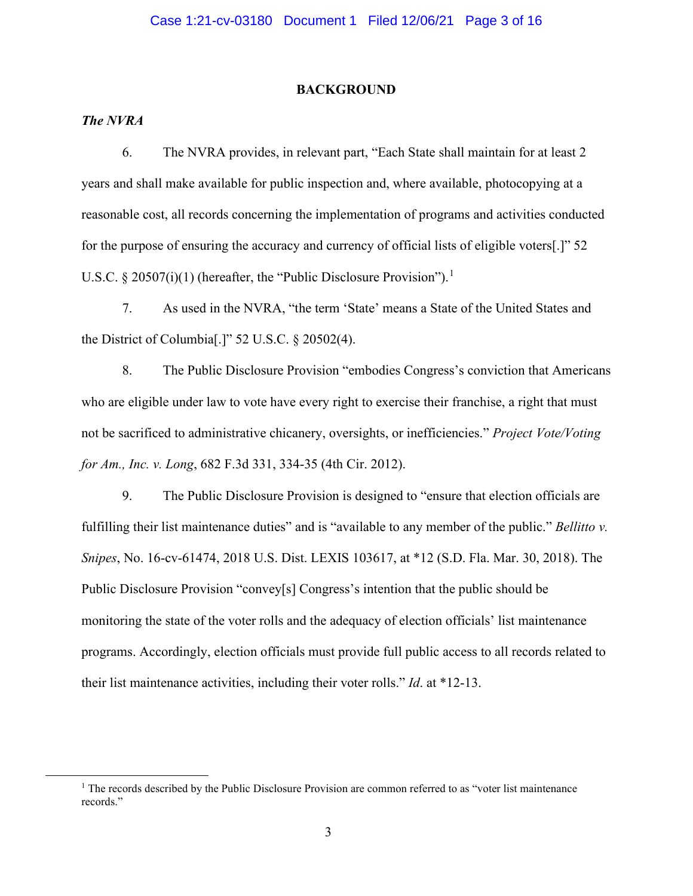## BACKGROUND

***The NVRA***

6. The NVRA provides, in relevant part, "Each State shall maintain for at least 2 years and shall make available for public inspection and, where available, photocopying at a reasonable cost, all records concerning the implementation of programs and activities conducted for the purpose of ensuring the accuracy and currency of official lists of eligible voters[.]" 52 U.S.C. § 20507(i)(1) (hereafter, the "Public Disclosure Provision").[1]

7. As used in the NVRA, "the term 'State' means a State of the United States and the District of Columbia[.]" 52 U.S.C. § 20502(4).

8. The Public Disclosure Provision "embodies Congress's conviction that Americans who are eligible under law to vote have every right to exercise their franchise, a right that must not be sacrificed to administrative chicanery, oversights, or inefficiencies." *Project Vote/Voting for Am., Inc. v. Long*, 682 F.3d 331, 334-35 (4th Cir. 2012).

9. The Public Disclosure Provision is designed to "ensure that election officials are fulfilling their list maintenance duties" and is "available to any member of the public." *Bellitto v. Snipes*, No. 16-cv-61474, 2018 U.S. Dist. LEXIS 103617, at *12 (S.D. Fla. Mar. 30, 2018). The Public Disclosure Provision "convey[s] Congress's intention that the public should be monitoring the state of the voter rolls and the adequacy of election officials' list maintenance programs. Accordingly, election officials must provide full public access to all records related to their list maintenance activities, including their voter rolls." *Id*. at *12-13.

---

[1] The records described by the Public Disclosure Provision are common referred to as "voter list maintenance records."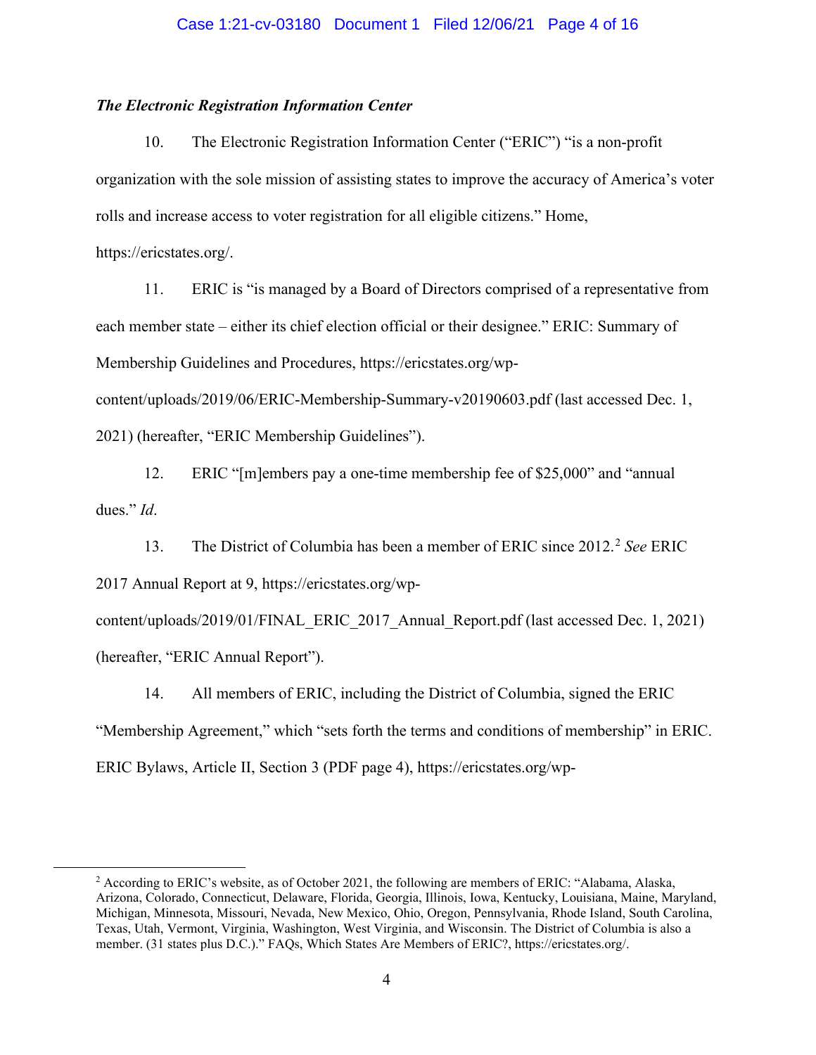***The Electronic Registration Information Center***

10. The Electronic Registration Information Center ("ERIC") "is a non-profit organization with the sole mission of assisting states to improve the accuracy of America's voter rolls and increase access to voter registration for all eligible citizens." Home, https://ericstates.org/.

11. ERIC is "is managed by a Board of Directors comprised of a representative from each member state – either its chief election official or their designee." ERIC: Summary of Membership Guidelines and Procedures, https://ericstates.org/wp-content/uploads/2019/06/ERIC-Membership-Summary-v20190603.pdf (last accessed Dec. 1, 2021) (hereafter, "ERIC Membership Guidelines").

12. ERIC "[m]embers pay a one-time membership fee of $25,000" and "annual dues." *Id*.

13. The District of Columbia has been a member of ERIC since 2012.[2] *See* ERIC 2017 Annual Report at 9, https://ericstates.org/wp-content/uploads/2019/01/FINAL_ERIC_2017_Annual_Report.pdf (last accessed Dec. 1, 2021) (hereafter, "ERIC Annual Report").

14. All members of ERIC, including the District of Columbia, signed the ERIC "Membership Agreement," which "sets forth the terms and conditions of membership" in ERIC. ERIC Bylaws, Article II, Section 3 (PDF page 4), https://ericstates.org/wp-

---

[2] According to ERIC's website, as of October 2021, the following are members of ERIC: "Alabama, Alaska, Arizona, Colorado, Connecticut, Delaware, Florida, Georgia, Illinois, Iowa, Kentucky, Louisiana, Maine, Maryland, Michigan, Minnesota, Missouri, Nevada, New Mexico, Ohio, Oregon, Pennsylvania, Rhode Island, South Carolina, Texas, Utah, Vermont, Virginia, Washington, West Virginia, and Wisconsin. The District of Columbia is also a member. (31 states plus D.C.)." FAQs, Which States Are Members of ERIC?, https://ericstates.org/.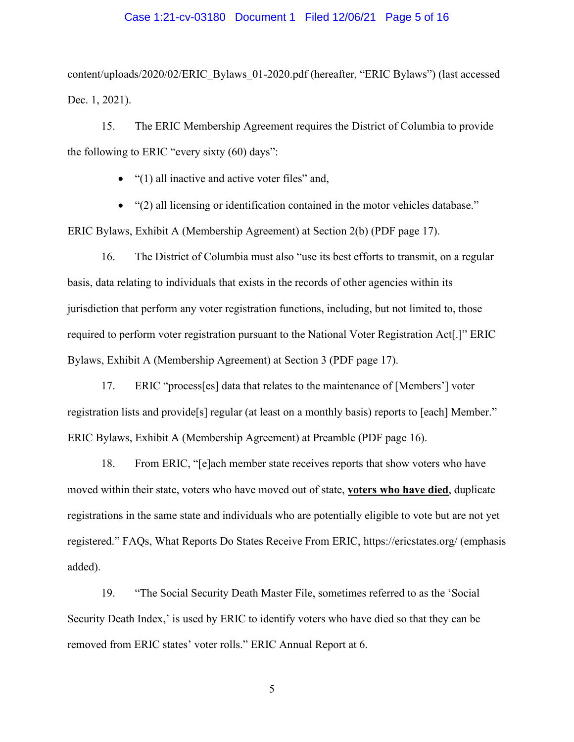content/uploads/2020/02/ERIC_Bylaws_01-2020.pdf (hereafter, "ERIC Bylaws") (last accessed Dec. 1, 2021).

15. The ERIC Membership Agreement requires the District of Columbia to provide the following to ERIC "every sixty (60) days":

- "(1) all inactive and active voter files" and,
- "(2) all licensing or identification contained in the motor vehicles database."

ERIC Bylaws, Exhibit A (Membership Agreement) at Section 2(b) (PDF page 17).

16. The District of Columbia must also "use its best efforts to transmit, on a regular basis, data relating to individuals that exists in the records of other agencies within its jurisdiction that perform any voter registration functions, including, but not limited to, those required to perform voter registration pursuant to the National Voter Registration Act[.]" ERIC Bylaws, Exhibit A (Membership Agreement) at Section 3 (PDF page 17).

17. ERIC "process[es] data that relates to the maintenance of [Members'] voter registration lists and provide[s] regular (at least on a monthly basis) reports to [each] Member." ERIC Bylaws, Exhibit A (Membership Agreement) at Preamble (PDF page 16).

18. From ERIC, "[e]ach member state receives reports that show voters who have moved within their state, voters who have moved out of state, **<u>voters who have died</u>**, duplicate registrations in the same state and individuals who are potentially eligible to vote but are not yet registered." FAQs, What Reports Do States Receive From ERIC, https://ericstates.org/ (emphasis added).

19. "The Social Security Death Master File, sometimes referred to as the 'Social Security Death Index,' is used by ERIC to identify voters who have died so that they can be removed from ERIC states' voter rolls." ERIC Annual Report at 6.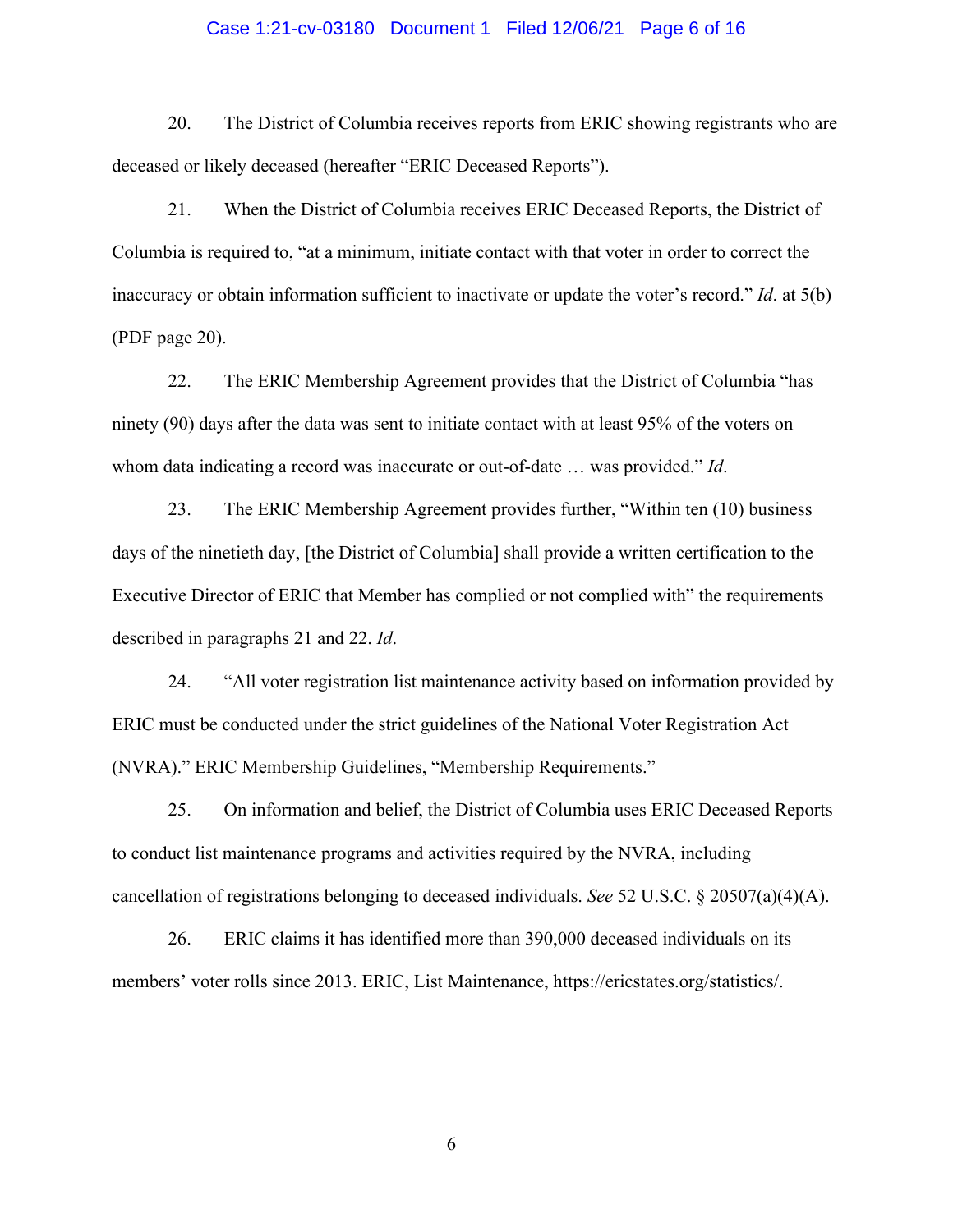20. The District of Columbia receives reports from ERIC showing registrants who are deceased or likely deceased (hereafter "ERIC Deceased Reports").

21. When the District of Columbia receives ERIC Deceased Reports, the District of Columbia is required to, "at a minimum, initiate contact with that voter in order to correct the inaccuracy or obtain information sufficient to inactivate or update the voter's record." *Id*. at 5(b) (PDF page 20).

22. The ERIC Membership Agreement provides that the District of Columbia "has ninety (90) days after the data was sent to initiate contact with at least 95% of the voters on whom data indicating a record was inaccurate or out-of-date … was provided." *Id*.

23. The ERIC Membership Agreement provides further, "Within ten (10) business days of the ninetieth day, [the District of Columbia] shall provide a written certification to the Executive Director of ERIC that Member has complied or not complied with" the requirements described in paragraphs 21 and 22. *Id*.

24. "All voter registration list maintenance activity based on information provided by ERIC must be conducted under the strict guidelines of the National Voter Registration Act (NVRA)." ERIC Membership Guidelines, "Membership Requirements."

25. On information and belief, the District of Columbia uses ERIC Deceased Reports to conduct list maintenance programs and activities required by the NVRA, including cancellation of registrations belonging to deceased individuals. *See* 52 U.S.C. § 20507(a)(4)(A).

26. ERIC claims it has identified more than 390,000 deceased individuals on its members' voter rolls since 2013. ERIC, List Maintenance, https://ericstates.org/statistics/.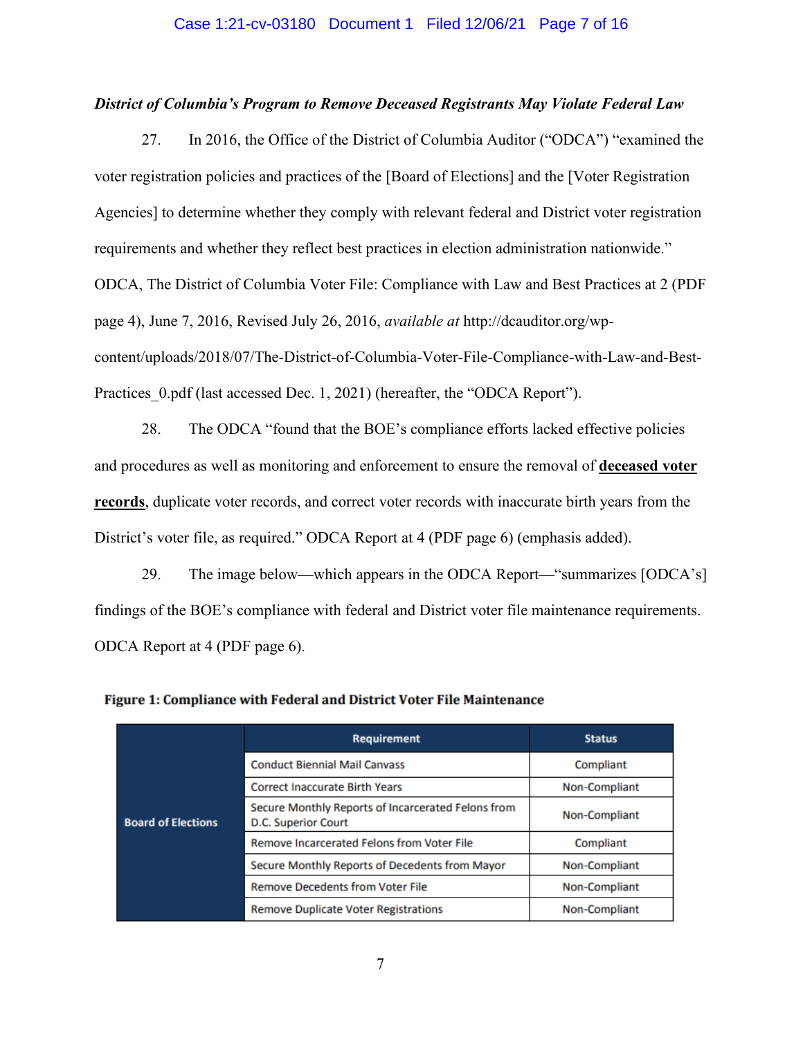***District of Columbia's Program to Remove Deceased Registrants May Violate Federal Law***

27. In 2016, the Office of the District of Columbia Auditor ("ODCA") "examined the voter registration policies and practices of the [Board of Elections] and the [Voter Registration Agencies] to determine whether they comply with relevant federal and District voter registration requirements and whether they reflect best practices in election administration nationwide." ODCA, The District of Columbia Voter File: Compliance with Law and Best Practices at 2 (PDF page 4), June 7, 2016, Revised July 26, 2016, *available at* http://dcauditor.org/wp-content/uploads/2018/07/The-District-of-Columbia-Voter-File-Compliance-with-Law-and-Best-Practices_0.pdf (last accessed Dec. 1, 2021) (hereafter, the "ODCA Report").

28. The ODCA "found that the BOE's compliance efforts lacked effective policies and procedures as well as monitoring and enforcement to ensure the removal of <u>**deceased voter records**</u>, duplicate voter records, and correct voter records with inaccurate birth years from the District's voter file, as required." ODCA Report at 4 (PDF page 6) (emphasis added).

29. The image below—which appears in the ODCA Report—"summarizes [ODCA's] findings of the BOE's compliance with federal and District voter file maintenance requirements. ODCA Report at 4 (PDF page 6).

**Figure 1: Compliance with Federal and District Voter File Maintenance**

| | Requirement | Status |
|---|---|---|
| Board of Elections | Conduct Biennial Mail Canvass | Compliant |
| | Correct Inaccurate Birth Years | Non-Compliant |
| | Secure Monthly Reports of Incarcerated Felons from D.C. Superior Court | Non-Compliant |
| | Remove Incarcerated Felons from Voter File | Compliant |
| | Secure Monthly Reports of Decedents from Mayor | Non-Compliant |
| | Remove Decedents from Voter File | Non-Compliant |
| | Remove Duplicate Voter Registrations | Non-Compliant |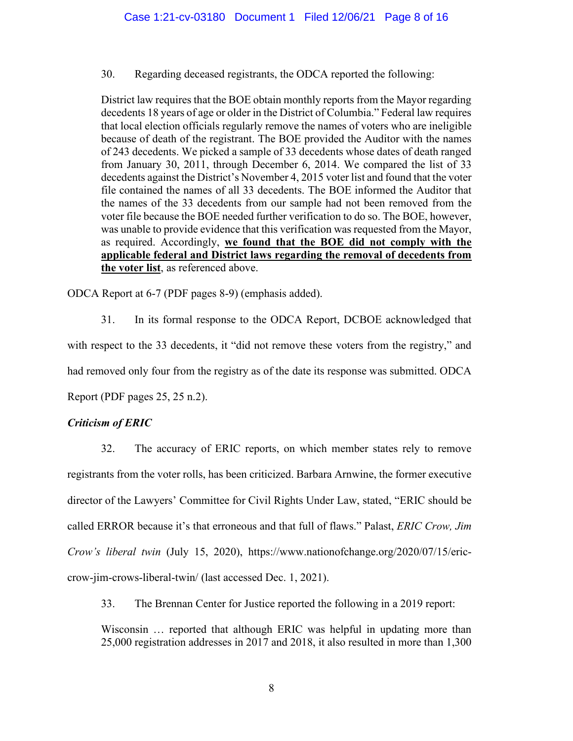30. Regarding deceased registrants, the ODCA reported the following:

> District law requires that the BOE obtain monthly reports from the Mayor regarding decedents 18 years of age or older in the District of Columbia." Federal law requires that local election officials regularly remove the names of voters who are ineligible because of death of the registrant. The BOE provided the Auditor with the names of 243 decedents. We picked a sample of 33 decedents whose dates of death ranged from January 30, 2011, through December 6, 2014. We compared the list of 33 decedents against the District's November 4, 2015 voter list and found that the voter file contained the names of all 33 decedents. The BOE informed the Auditor that the names of the 33 decedents from our sample had not been removed from the voter file because the BOE needed further verification to do so. The BOE, however, was unable to provide evidence that this verification was requested from the Mayor, as required. Accordingly, **<u>we found that the BOE did not comply with the applicable federal and District laws regarding the removal of decedents from the voter list</u>**, as referenced above.

ODCA Report at 6-7 (PDF pages 8-9) (emphasis added).

31. In its formal response to the ODCA Report, DCBOE acknowledged that with respect to the 33 decedents, it "did not remove these voters from the registry," and had removed only four from the registry as of the date its response was submitted. ODCA Report (PDF pages 25, 25 n.2).

***Criticism of ERIC***

32. The accuracy of ERIC reports, on which member states rely to remove registrants from the voter rolls, has been criticized. Barbara Arnwine, the former executive director of the Lawyers' Committee for Civil Rights Under Law, stated, "ERIC should be called ERROR because it's that erroneous and that full of flaws." Palast, *ERIC Crow, Jim Crow's liberal twin* (July 15, 2020), https://www.nationofchange.org/2020/07/15/eric-crow-jim-crows-liberal-twin/ (last accessed Dec. 1, 2021).

33. The Brennan Center for Justice reported the following in a 2019 report:

> Wisconsin … reported that although ERIC was helpful in updating more than 25,000 registration addresses in 2017 and 2018, it also resulted in more than 1,300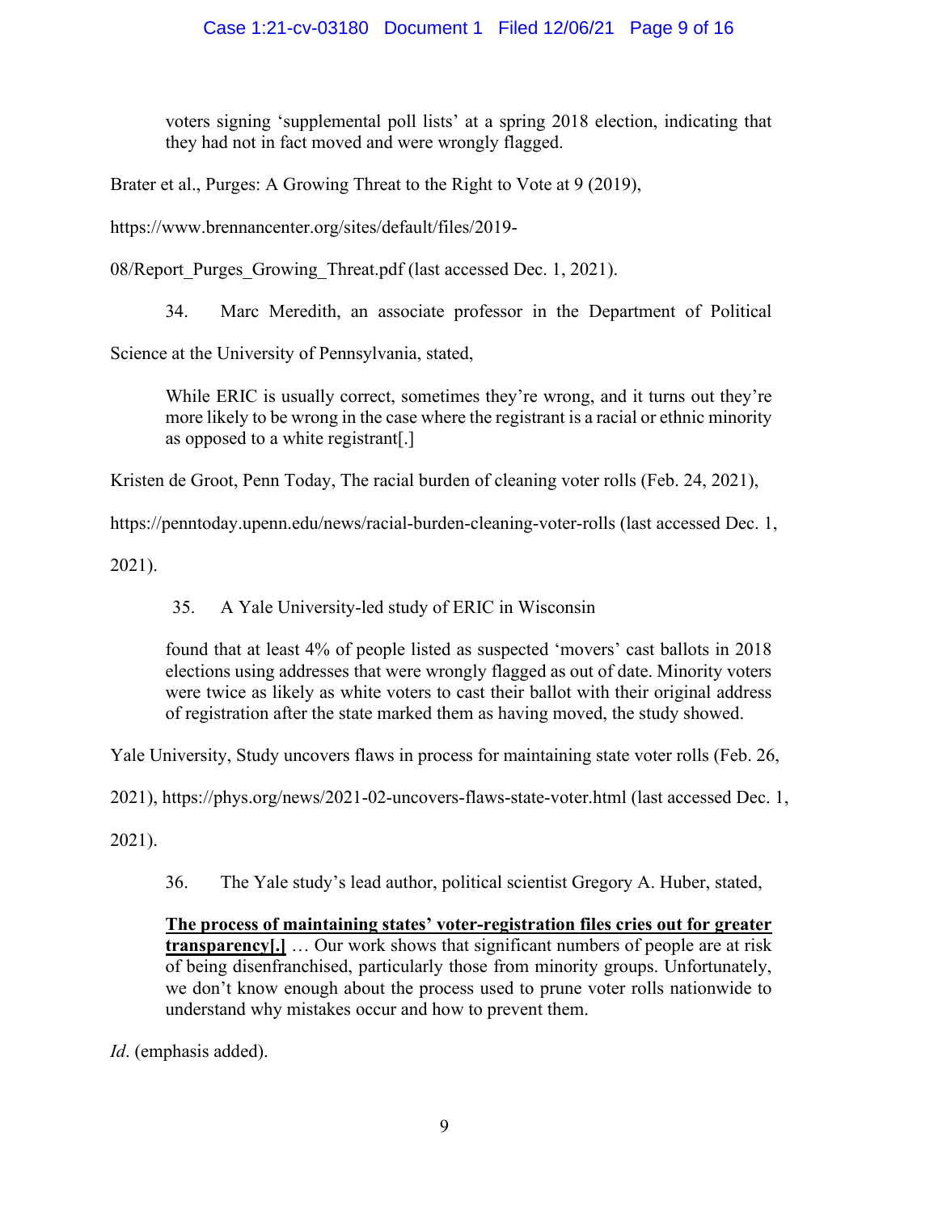> voters signing 'supplemental poll lists' at a spring 2018 election, indicating that they had not in fact moved and were wrongly flagged.

Brater et al., Purges: A Growing Threat to the Right to Vote at 9 (2019), https://www.brennancenter.org/sites/default/files/2019-08/Report_Purges_Growing_Threat.pdf (last accessed Dec. 1, 2021).

34. Marc Meredith, an associate professor in the Department of Political Science at the University of Pennsylvania, stated,

> While ERIC is usually correct, sometimes they're wrong, and it turns out they're more likely to be wrong in the case where the registrant is a racial or ethnic minority as opposed to a white registrant[.]

Kristen de Groot, Penn Today, The racial burden of cleaning voter rolls (Feb. 24, 2021), https://penntoday.upenn.edu/news/racial-burden-cleaning-voter-rolls (last accessed Dec. 1, 2021).

35. A Yale University-led study of ERIC in Wisconsin

> found that at least 4% of people listed as suspected 'movers' cast ballots in 2018 elections using addresses that were wrongly flagged as out of date. Minority voters were twice as likely as white voters to cast their ballot with their original address of registration after the state marked them as having moved, the study showed.

Yale University, Study uncovers flaws in process for maintaining state voter rolls (Feb. 26, 2021), https://phys.org/news/2021-02-uncovers-flaws-state-voter.html (last accessed Dec. 1, 2021).

36. The Yale study's lead author, political scientist Gregory A. Huber, stated,

> **<u>The process of maintaining states' voter-registration files cries out for greater transparency[.]</u>** … Our work shows that significant numbers of people are at risk of being disenfranchised, particularly those from minority groups. Unfortunately, we don't know enough about the process used to prune voter rolls nationwide to understand why mistakes occur and how to prevent them.

*Id*. (emphasis added).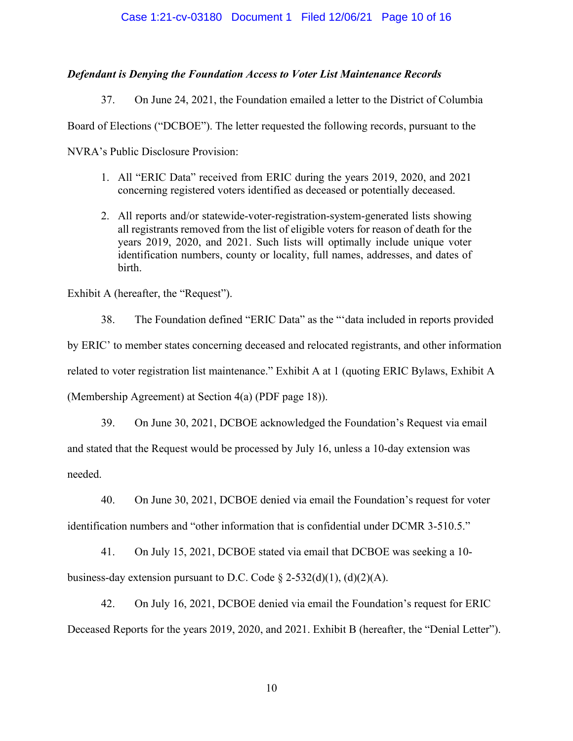***Defendant is Denying the Foundation Access to Voter List Maintenance Records***

37. On June 24, 2021, the Foundation emailed a letter to the District of Columbia Board of Elections ("DCBOE"). The letter requested the following records, pursuant to the NVRA's Public Disclosure Provision:

1. All "ERIC Data" received from ERIC during the years 2019, 2020, and 2021 concerning registered voters identified as deceased or potentially deceased.
2. All reports and/or statewide-voter-registration-system-generated lists showing all registrants removed from the list of eligible voters for reason of death for the years 2019, 2020, and 2021. Such lists will optimally include unique voter identification numbers, county or locality, full names, addresses, and dates of birth.

Exhibit A (hereafter, the "Request").

38. The Foundation defined "ERIC Data" as the "'data included in reports provided by ERIC' to member states concerning deceased and relocated registrants, and other information related to voter registration list maintenance." Exhibit A at 1 (quoting ERIC Bylaws, Exhibit A (Membership Agreement) at Section 4(a) (PDF page 18)).

39. On June 30, 2021, DCBOE acknowledged the Foundation's Request via email and stated that the Request would be processed by July 16, unless a 10-day extension was needed.

40. On June 30, 2021, DCBOE denied via email the Foundation's request for voter identification numbers and "other information that is confidential under DCMR 3-510.5."

41. On July 15, 2021, DCBOE stated via email that DCBOE was seeking a 10-business-day extension pursuant to D.C. Code § 2-532(d)(1), (d)(2)(A).

42. On July 16, 2021, DCBOE denied via email the Foundation's request for ERIC Deceased Reports for the years 2019, 2020, and 2021. Exhibit B (hereafter, the "Denial Letter").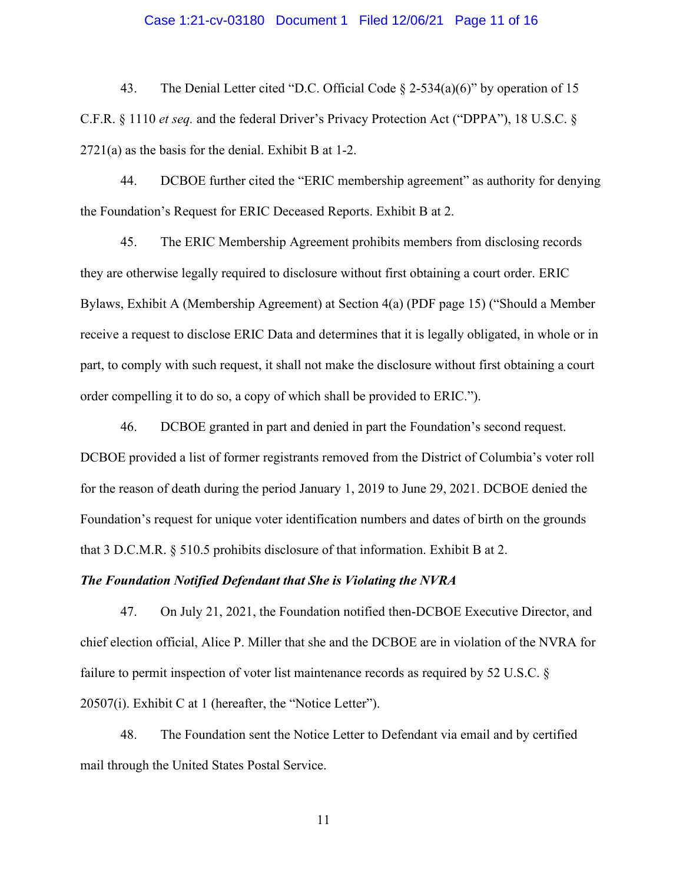43. The Denial Letter cited "D.C. Official Code § 2-534(a)(6)" by operation of 15 C.F.R. § 1110 *et seq.* and the federal Driver's Privacy Protection Act ("DPPA"), 18 U.S.C. § 2721(a) as the basis for the denial. Exhibit B at 1-2.

44. DCBOE further cited the "ERIC membership agreement" as authority for denying the Foundation's Request for ERIC Deceased Reports. Exhibit B at 2.

45. The ERIC Membership Agreement prohibits members from disclosing records they are otherwise legally required to disclosure without first obtaining a court order. ERIC Bylaws, Exhibit A (Membership Agreement) at Section 4(a) (PDF page 15) ("Should a Member receive a request to disclose ERIC Data and determines that it is legally obligated, in whole or in part, to comply with such request, it shall not make the disclosure without first obtaining a court order compelling it to do so, a copy of which shall be provided to ERIC.").

46. DCBOE granted in part and denied in part the Foundation's second request. DCBOE provided a list of former registrants removed from the District of Columbia's voter roll for the reason of death during the period January 1, 2019 to June 29, 2021. DCBOE denied the Foundation's request for unique voter identification numbers and dates of birth on the grounds that 3 D.C.M.R. § 510.5 prohibits disclosure of that information. Exhibit B at 2.

***The Foundation Notified Defendant that She is Violating the NVRA***

47. On July 21, 2021, the Foundation notified then-DCBOE Executive Director, and chief election official, Alice P. Miller that she and the DCBOE are in violation of the NVRA for failure to permit inspection of voter list maintenance records as required by 52 U.S.C. § 20507(i). Exhibit C at 1 (hereafter, the "Notice Letter").

48. The Foundation sent the Notice Letter to Defendant via email and by certified mail through the United States Postal Service.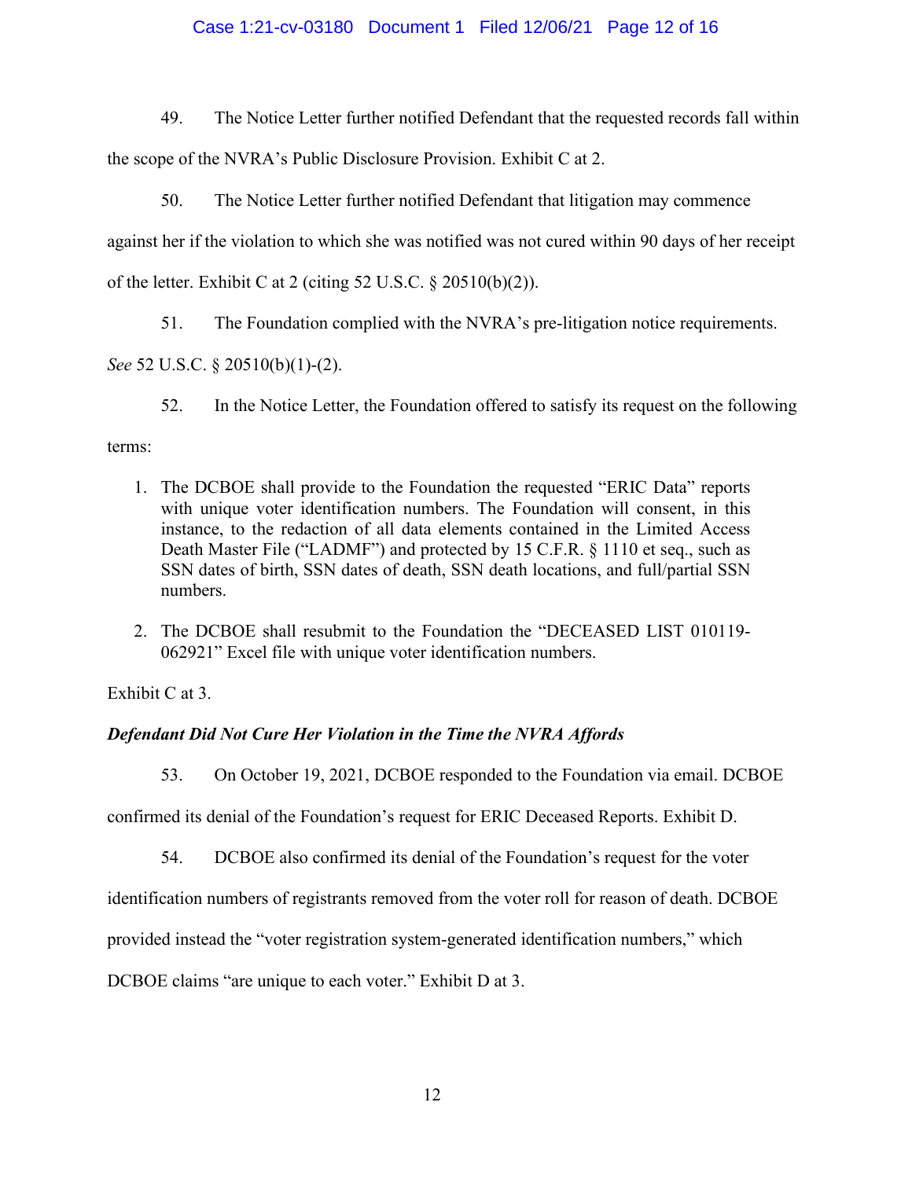49. The Notice Letter further notified Defendant that the requested records fall within the scope of the NVRA's Public Disclosure Provision. Exhibit C at 2.

50. The Notice Letter further notified Defendant that litigation may commence against her if the violation to which she was notified was not cured within 90 days of her receipt of the letter. Exhibit C at 2 (citing 52 U.S.C. § 20510(b)(2)).

51. The Foundation complied with the NVRA's pre-litigation notice requirements. *See* 52 U.S.C. § 20510(b)(1)-(2).

52. In the Notice Letter, the Foundation offered to satisfy its request on the following terms:

1. The DCBOE shall provide to the Foundation the requested "ERIC Data" reports with unique voter identification numbers. The Foundation will consent, in this instance, to the redaction of all data elements contained in the Limited Access Death Master File ("LADMF") and protected by 15 C.F.R. § 1110 et seq., such as SSN dates of birth, SSN dates of death, SSN death locations, and full/partial SSN numbers.

2. The DCBOE shall resubmit to the Foundation the "DECEASED LIST 010119-062921" Excel file with unique voter identification numbers.

Exhibit C at 3.

***Defendant Did Not Cure Her Violation in the Time the NVRA Affords***

53. On October 19, 2021, DCBOE responded to the Foundation via email. DCBOE confirmed its denial of the Foundation's request for ERIC Deceased Reports. Exhibit D.

54. DCBOE also confirmed its denial of the Foundation's request for the voter identification numbers of registrants removed from the voter roll for reason of death. DCBOE provided instead the "voter registration system-generated identification numbers," which DCBOE claims "are unique to each voter." Exhibit D at 3.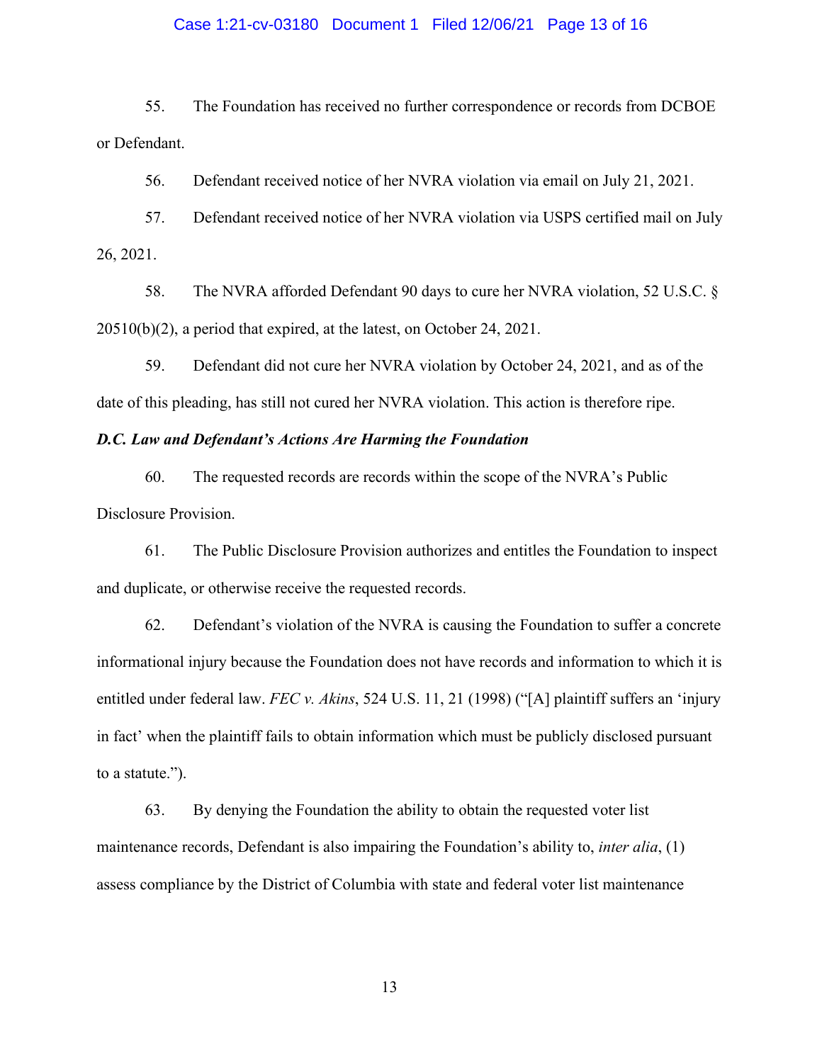55. The Foundation has received no further correspondence or records from DCBOE or Defendant.

56. Defendant received notice of her NVRA violation via email on July 21, 2021.

57. Defendant received notice of her NVRA violation via USPS certified mail on July 26, 2021.

58. The NVRA afforded Defendant 90 days to cure her NVRA violation, 52 U.S.C. § 20510(b)(2), a period that expired, at the latest, on October 24, 2021.

59. Defendant did not cure her NVRA violation by October 24, 2021, and as of the date of this pleading, has still not cured her NVRA violation. This action is therefore ripe.

***D.C. Law and Defendant's Actions Are Harming the Foundation***

60. The requested records are records within the scope of the NVRA's Public Disclosure Provision.

61. The Public Disclosure Provision authorizes and entitles the Foundation to inspect and duplicate, or otherwise receive the requested records.

62. Defendant's violation of the NVRA is causing the Foundation to suffer a concrete informational injury because the Foundation does not have records and information to which it is entitled under federal law. *FEC v. Akins*, 524 U.S. 11, 21 (1998) ("[A] plaintiff suffers an 'injury in fact' when the plaintiff fails to obtain information which must be publicly disclosed pursuant to a statute.").

63. By denying the Foundation the ability to obtain the requested voter list maintenance records, Defendant is also impairing the Foundation's ability to, *inter alia*, (1) assess compliance by the District of Columbia with state and federal voter list maintenance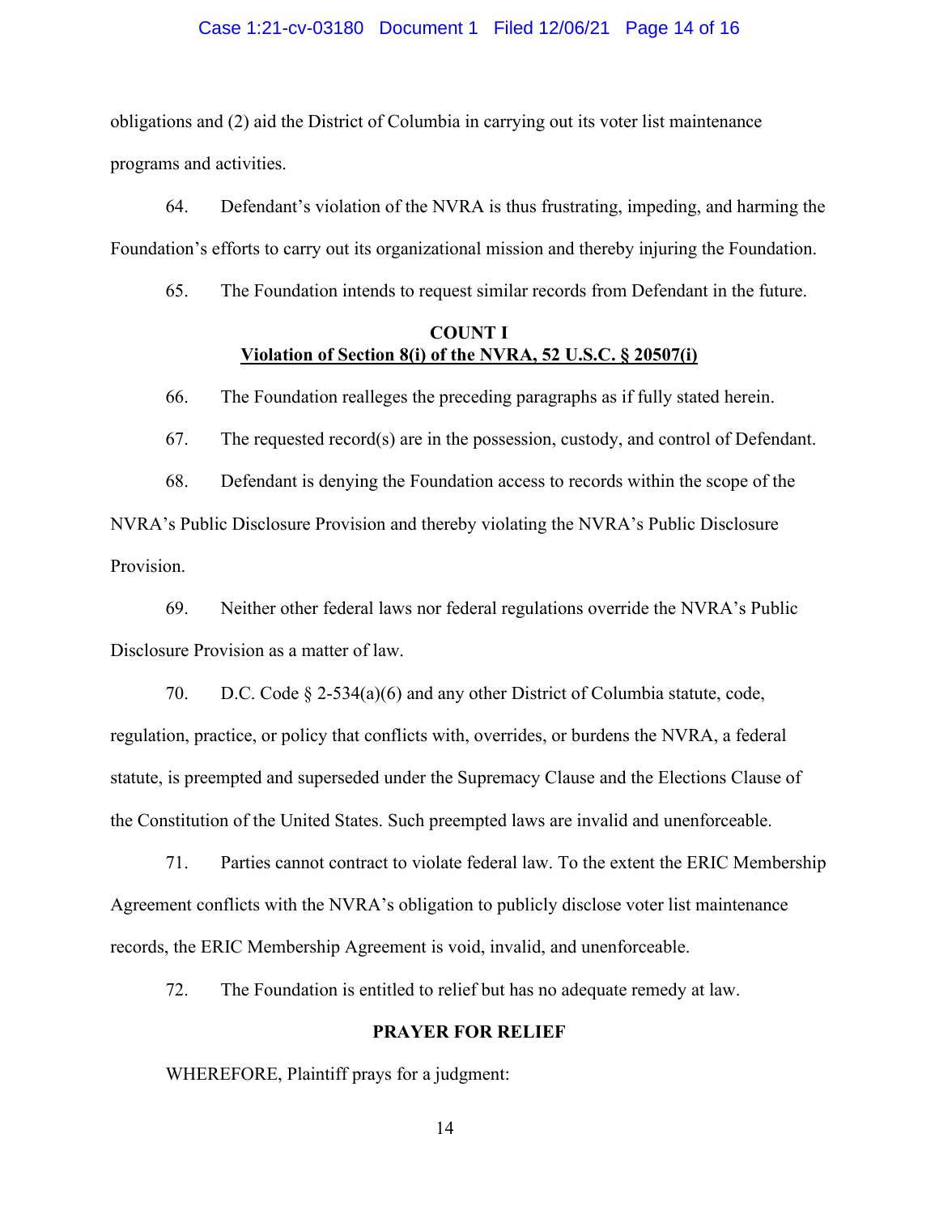obligations and (2) aid the District of Columbia in carrying out its voter list maintenance programs and activities.

64. Defendant's violation of the NVRA is thus frustrating, impeding, and harming the Foundation's efforts to carry out its organizational mission and thereby injuring the Foundation.

65. The Foundation intends to request similar records from Defendant in the future.

**COUNT I**
**Violation of Section 8(i) of the NVRA, 52 U.S.C. § 20507(i)**

66. The Foundation realleges the preceding paragraphs as if fully stated herein.

67. The requested record(s) are in the possession, custody, and control of Defendant.

68. Defendant is denying the Foundation access to records within the scope of the NVRA's Public Disclosure Provision and thereby violating the NVRA's Public Disclosure Provision.

69. Neither other federal laws nor federal regulations override the NVRA's Public Disclosure Provision as a matter of law.

70. D.C. Code § 2-534(a)(6) and any other District of Columbia statute, code, regulation, practice, or policy that conflicts with, overrides, or burdens the NVRA, a federal statute, is preempted and superseded under the Supremacy Clause and the Elections Clause of the Constitution of the United States. Such preempted laws are invalid and unenforceable.

71. Parties cannot contract to violate federal law. To the extent the ERIC Membership Agreement conflicts with the NVRA's obligation to publicly disclose voter list maintenance records, the ERIC Membership Agreement is void, invalid, and unenforceable.

72. The Foundation is entitled to relief but has no adequate remedy at law.

**PRAYER FOR RELIEF**

WHEREFORE, Plaintiff prays for a judgment: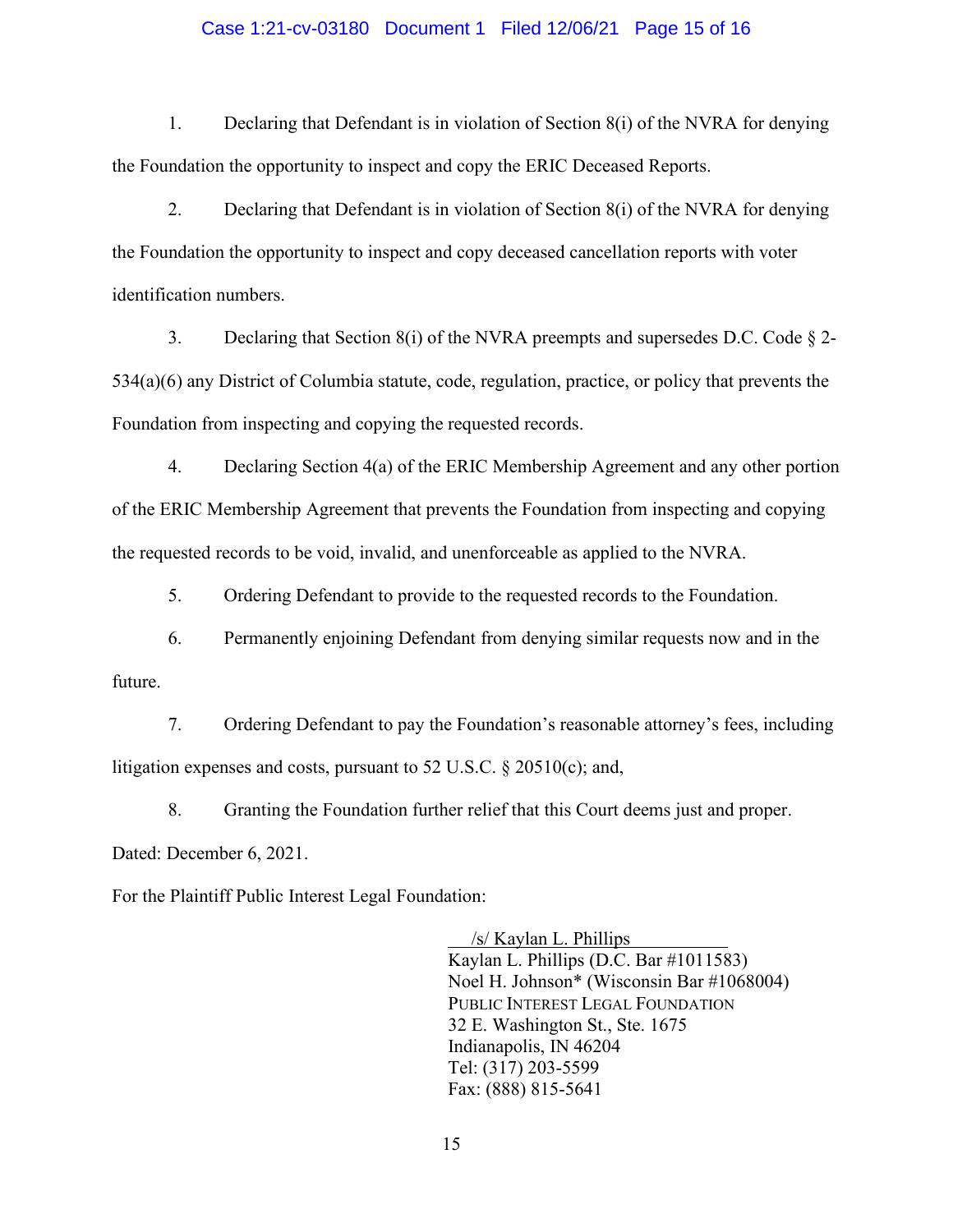1. Declaring that Defendant is in violation of Section 8(i) of the NVRA for denying the Foundation the opportunity to inspect and copy the ERIC Deceased Reports.

2. Declaring that Defendant is in violation of Section 8(i) of the NVRA for denying the Foundation the opportunity to inspect and copy deceased cancellation reports with voter identification numbers.

3. Declaring that Section 8(i) of the NVRA preempts and supersedes D.C. Code § 2-534(a)(6) any District of Columbia statute, code, regulation, practice, or policy that prevents the Foundation from inspecting and copying the requested records.

4. Declaring Section 4(a) of the ERIC Membership Agreement and any other portion of the ERIC Membership Agreement that prevents the Foundation from inspecting and copying the requested records to be void, invalid, and unenforceable as applied to the NVRA.

5. Ordering Defendant to provide to the requested records to the Foundation.

6. Permanently enjoining Defendant from denying similar requests now and in the future.

7. Ordering Defendant to pay the Foundation's reasonable attorney's fees, including litigation expenses and costs, pursuant to 52 U.S.C. § 20510(c); and,

8. Granting the Foundation further relief that this Court deems just and proper.

Dated: December 6, 2021.

For the Plaintiff Public Interest Legal Foundation:

/s/ Kaylan L. Phillips
Kaylan L. Phillips (D.C. Bar #1011583)
Noel H. Johnson* (Wisconsin Bar #1068004)
PUBLIC INTEREST LEGAL FOUNDATION
32 E. Washington St., Ste. 1675
Indianapolis, IN 46204
Tel: (317) 203-5599
Fax: (888) 815-5641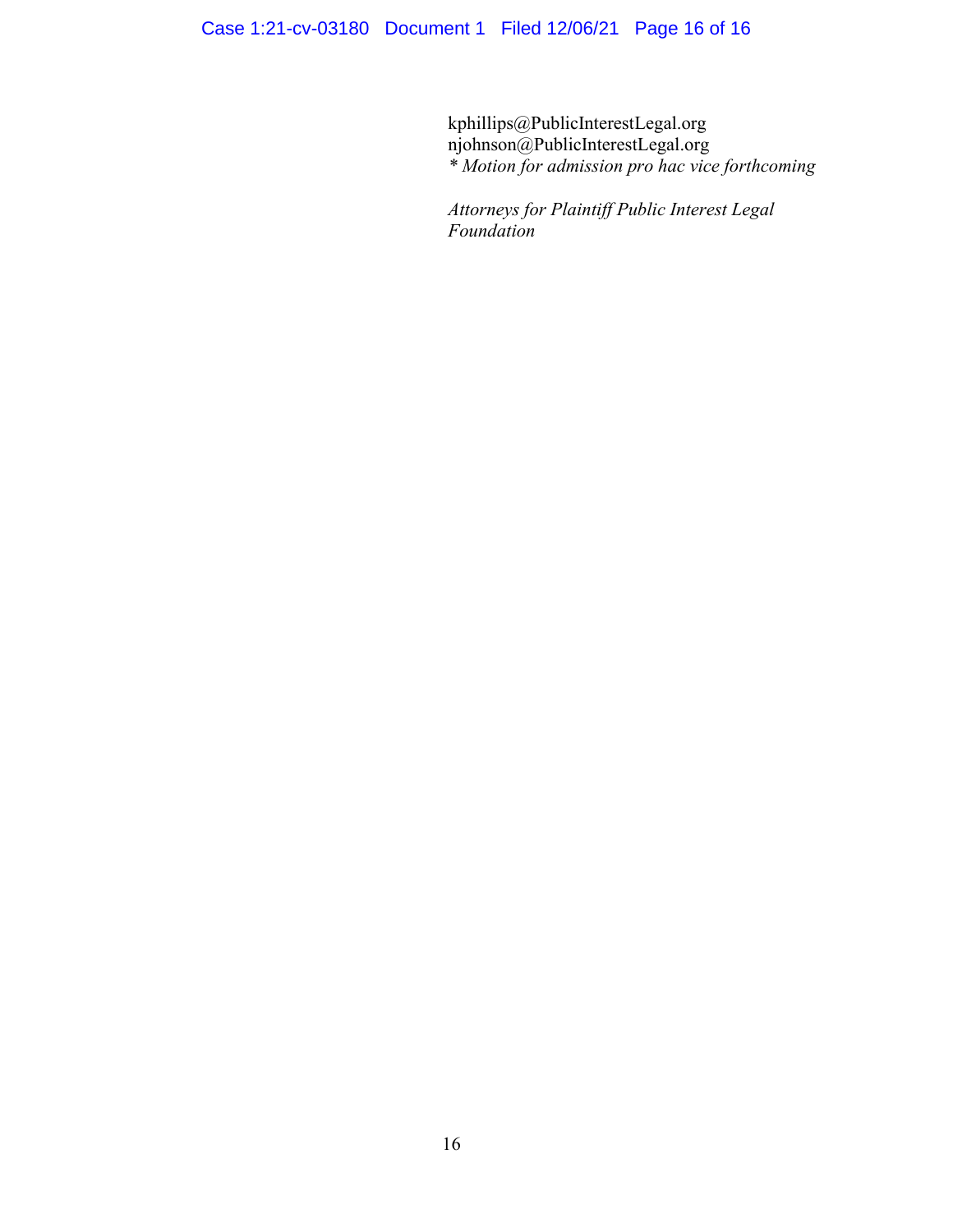kphillips@PublicInterestLegal.org
njohnson@PublicInterestLegal.org
*\* Motion for admission pro hac vice forthcoming*

*Attorneys for Plaintiff Public Interest Legal Foundation*